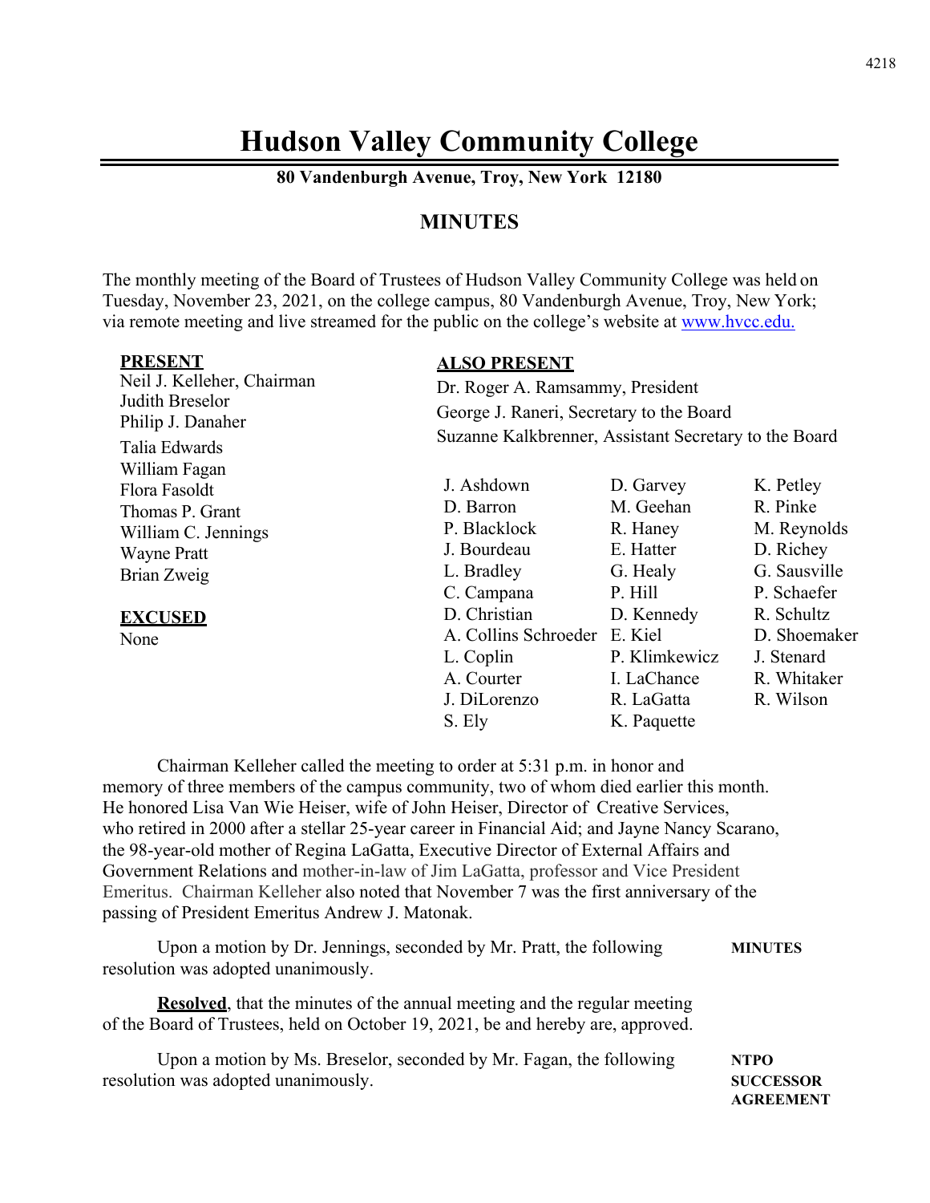# Hudson Valley Community College

**80 Vandenburgh Avenue, Troy, New York 12180**

## MINUTES

The monthly meeting of the Board of Trustees of Hudson Valley Community College was held on Tuesday, November 23, 2021, on the college campus, 80 Vandenburgh Avenue, Troy, New York; via remote meeting and live streamed for the public on the college's website at www.hvcc.edu.

**PRESENT**

Neil J. Kelleher, Chairman
Judith Breselor
Philip J. Danaher
Talia Edwards
William Fagan
Flora Fasoldt
Thomas P. Grant
William C. Jennings
Wayne Pratt
Brian Zweig

**EXCUSED**

None

**ALSO PRESENT**

Dr. Roger A. Ramsammy, President
George J. Raneri, Secretary to the Board
Suzanne Kalkbrenner, Assistant Secretary to the Board

| | | |
|---|---|---|
| J. Ashdown | D. Garvey | K. Petley |
| D. Barron | M. Geehan | R. Pinke |
| P. Blacklock | R. Haney | M. Reynolds |
| J. Bourdeau | E. Hatter | D. Richey |
| L. Bradley | G. Healy | G. Sausville |
| C. Campana | P. Hill | P. Schaefer |
| D. Christian | D. Kennedy | R. Schultz |
| A. Collins Schroeder | E. Kiel | D. Shoemaker |
| L. Coplin | P. Klimkewicz | J. Stenard |
| A. Courter | I. LaChance | R. Whitaker |
| J. DiLorenzo | R. LaGatta | R. Wilson |
| S. Ely | K. Paquette | |

Chairman Kelleher called the meeting to order at 5:31 p.m. in honor and memory of three members of the campus community, two of whom died earlier this month. He honored Lisa Van Wie Heiser, wife of John Heiser, Director of Creative Services, who retired in 2000 after a stellar 25-year career in Financial Aid; and Jayne Nancy Scarano, the 98-year-old mother of Regina LaGatta, Executive Director of External Affairs and Government Relations and mother-in-law of Jim LaGatta, professor and Vice President Emeritus. Chairman Kelleher also noted that November 7 was the first anniversary of the passing of President Emeritus Andrew J. Matonak.

**MINUTES**

Upon a motion by Dr. Jennings, seconded by Mr. Pratt, the following resolution was adopted unanimously.

**Resolved**, that the minutes of the annual meeting and the regular meeting of the Board of Trustees, held on October 19, 2021, be and hereby are, approved.

**NTPO SUCCESSOR AGREEMENT**

Upon a motion by Ms. Breselor, seconded by Mr. Fagan, the following resolution was adopted unanimously.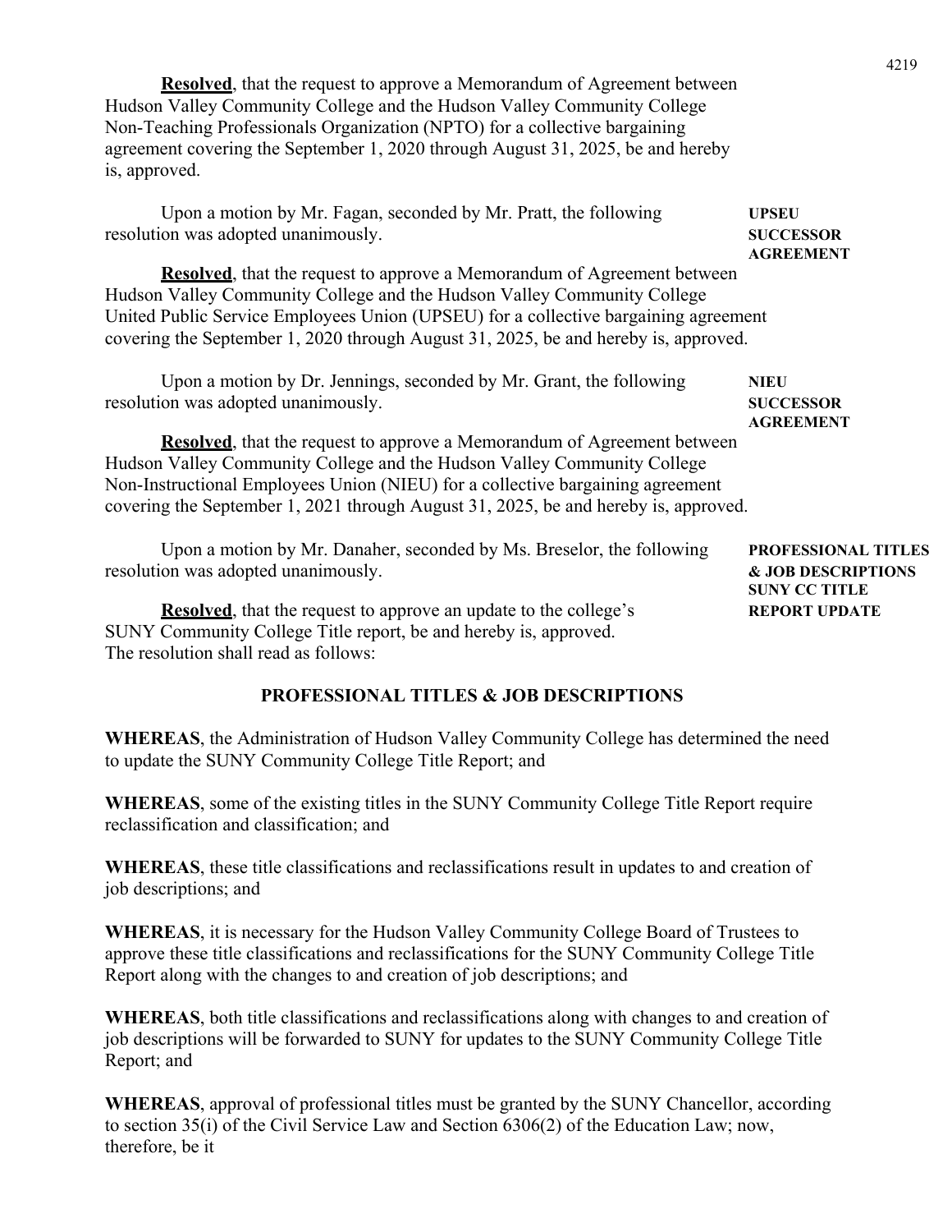**Resolved**, that the request to approve a Memorandum of Agreement between Hudson Valley Community College and the Hudson Valley Community College Non-Teaching Professionals Organization (NPTO) for a collective bargaining agreement covering the September 1, 2020 through August 31, 2025, be and hereby is, approved.

**UPSEU SUCCESSOR AGREEMENT**

Upon a motion by Mr. Fagan, seconded by Mr. Pratt, the following resolution was adopted unanimously.

**Resolved**, that the request to approve a Memorandum of Agreement between Hudson Valley Community College and the Hudson Valley Community College United Public Service Employees Union (UPSEU) for a collective bargaining agreement covering the September 1, 2020 through August 31, 2025, be and hereby is, approved.

**NIEU SUCCESSOR AGREEMENT**

Upon a motion by Dr. Jennings, seconded by Mr. Grant, the following resolution was adopted unanimously.

**Resolved**, that the request to approve a Memorandum of Agreement between Hudson Valley Community College and the Hudson Valley Community College Non-Instructional Employees Union (NIEU) for a collective bargaining agreement covering the September 1, 2021 through August 31, 2025, be and hereby is, approved.

**PROFESSIONAL TITLES & JOB DESCRIPTIONS SUNY CC TITLE REPORT UPDATE**

Upon a motion by Mr. Danaher, seconded by Ms. Breselor, the following resolution was adopted unanimously.

**Resolved**, that the request to approve an update to the college's SUNY Community College Title report, be and hereby is, approved. The resolution shall read as follows:

## PROFESSIONAL TITLES & JOB DESCRIPTIONS

**WHEREAS**, the Administration of Hudson Valley Community College has determined the need to update the SUNY Community College Title Report; and

**WHEREAS**, some of the existing titles in the SUNY Community College Title Report require reclassification and classification; and

**WHEREAS**, these title classifications and reclassifications result in updates to and creation of job descriptions; and

**WHEREAS**, it is necessary for the Hudson Valley Community College Board of Trustees to approve these title classifications and reclassifications for the SUNY Community College Title Report along with the changes to and creation of job descriptions; and

**WHEREAS**, both title classifications and reclassifications along with changes to and creation of job descriptions will be forwarded to SUNY for updates to the SUNY Community College Title Report; and

**WHEREAS**, approval of professional titles must be granted by the SUNY Chancellor, according to section 35(i) of the Civil Service Law and Section 6306(2) of the Education Law; now, therefore, be it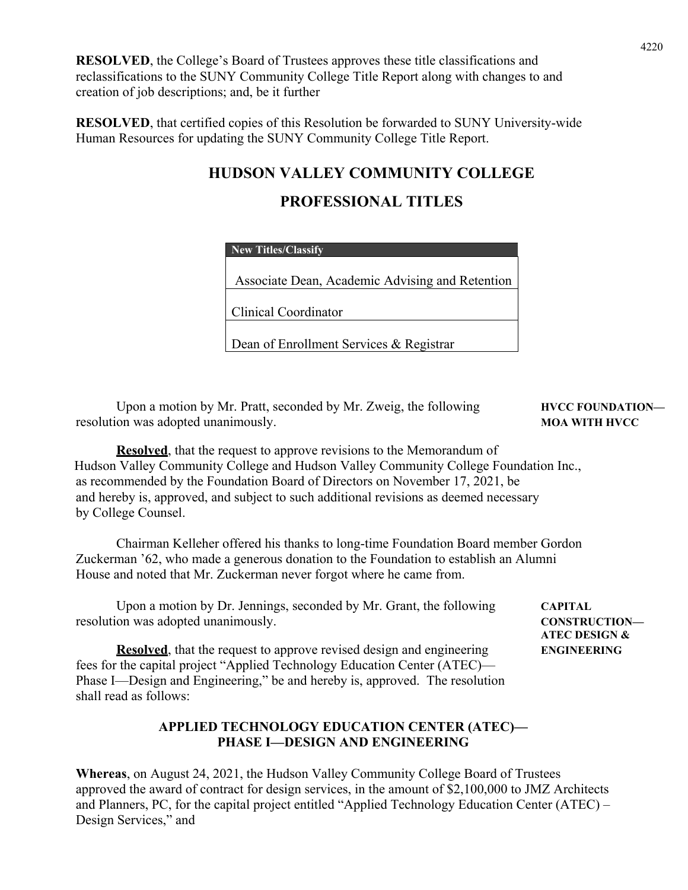**RESOLVED**, the College's Board of Trustees approves these title classifications and reclassifications to the SUNY Community College Title Report along with changes to and creation of job descriptions; and, be it further

**RESOLVED**, that certified copies of this Resolution be forwarded to SUNY University-wide Human Resources for updating the SUNY Community College Title Report.

## HUDSON VALLEY COMMUNITY COLLEGE

## PROFESSIONAL TITLES

| New Titles/Classify |
|---|
| Associate Dean, Academic Advising and Retention |
| Clinical Coordinator |
| Dean of Enrollment Services & Registrar |

**HVCC FOUNDATION—MOA WITH HVCC**

Upon a motion by Mr. Pratt, seconded by Mr. Zweig, the following resolution was adopted unanimously.

**Resolved**, that the request to approve revisions to the Memorandum of Hudson Valley Community College and Hudson Valley Community College Foundation Inc., as recommended by the Foundation Board of Directors on November 17, 2021, be and hereby is, approved, and subject to such additional revisions as deemed necessary by College Counsel.

Chairman Kelleher offered his thanks to long-time Foundation Board member Gordon Zuckerman '62, who made a generous donation to the Foundation to establish an Alumni House and noted that Mr. Zuckerman never forgot where he came from.

**CAPITAL CONSTRUCTION—ATEC DESIGN & ENGINEERING**

Upon a motion by Dr. Jennings, seconded by Mr. Grant, the following resolution was adopted unanimously.

**Resolved**, that the request to approve revised design and engineering fees for the capital project "Applied Technology Education Center (ATEC)—Phase I—Design and Engineering," be and hereby is, approved. The resolution shall read as follows:

### APPLIED TECHNOLOGY EDUCATION CENTER (ATEC)—PHASE I—DESIGN AND ENGINEERING

**Whereas**, on August 24, 2021, the Hudson Valley Community College Board of Trustees approved the award of contract for design services, in the amount of $2,100,000 to JMZ Architects and Planners, PC, for the capital project entitled "Applied Technology Education Center (ATEC) – Design Services," and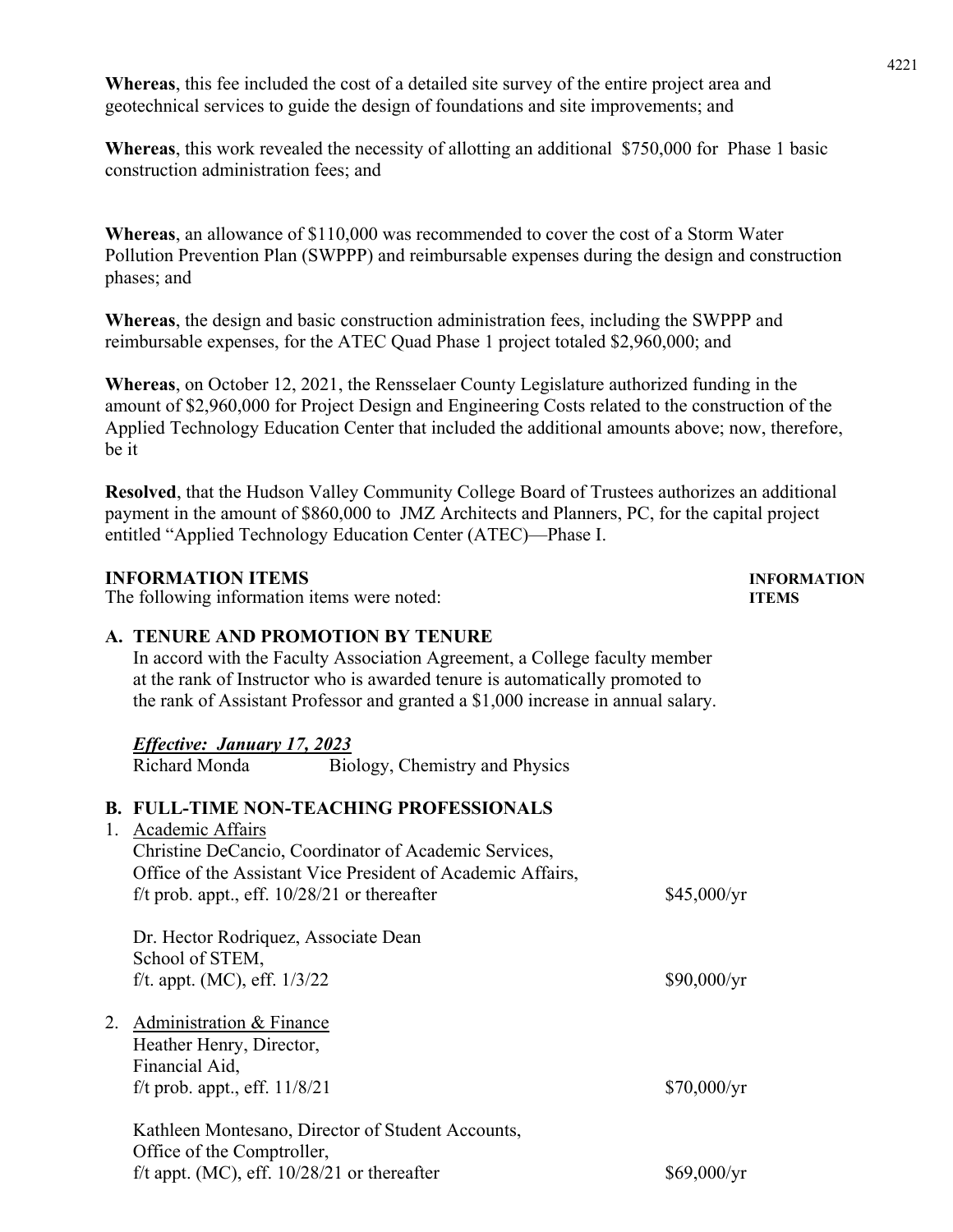**Whereas**, this fee included the cost of a detailed site survey of the entire project area and geotechnical services to guide the design of foundations and site improvements; and

**Whereas**, this work revealed the necessity of allotting an additional $750,000 for Phase 1 basic construction administration fees; and

**Whereas**, an allowance of $110,000 was recommended to cover the cost of a Storm Water Pollution Prevention Plan (SWPPP) and reimbursable expenses during the design and construction phases; and

**Whereas**, the design and basic construction administration fees, including the SWPPP and reimbursable expenses, for the ATEC Quad Phase 1 project totaled $2,960,000; and

**Whereas**, on October 12, 2021, the Rensselaer County Legislature authorized funding in the amount of $2,960,000 for Project Design and Engineering Costs related to the construction of the Applied Technology Education Center that included the additional amounts above; now, therefore, be it

**Resolved**, that the Hudson Valley Community College Board of Trustees authorizes an additional payment in the amount of $860,000 to JMZ Architects and Planners, PC, for the capital project entitled "Applied Technology Education Center (ATEC)—Phase I.

**INFORMATION ITEMS** — **INFORMATION ITEMS**

The following information items were noted:

**A. TENURE AND PROMOTION BY TENURE**

In accord with the Faculty Association Agreement, a College faculty member at the rank of Instructor who is awarded tenure is automatically promoted to the rank of Assistant Professor and granted a $1,000 increase in annual salary.

***Effective: January 17, 2023***

Richard Monda — Biology, Chemistry and Physics

**B. FULL-TIME NON-TEACHING PROFESSIONALS**

1. Academic Affairs

   Christine DeCancio, Coordinator of Academic Services,
   Office of the Assistant Vice President of Academic Affairs,
   f/t prob. appt., eff. 10/28/21 or thereafter — $45,000/yr

   Dr. Hector Rodriquez, Associate Dean
   School of STEM,
   f/t. appt. (MC), eff. 1/3/22 — $90,000/yr

2. Administration & Finance

   Heather Henry, Director,
   Financial Aid,
   f/t prob. appt., eff. 11/8/21 — $70,000/yr

   Kathleen Montesano, Director of Student Accounts,
   Office of the Comptroller,
   f/t appt. (MC), eff. 10/28/21 or thereafter — $69,000/yr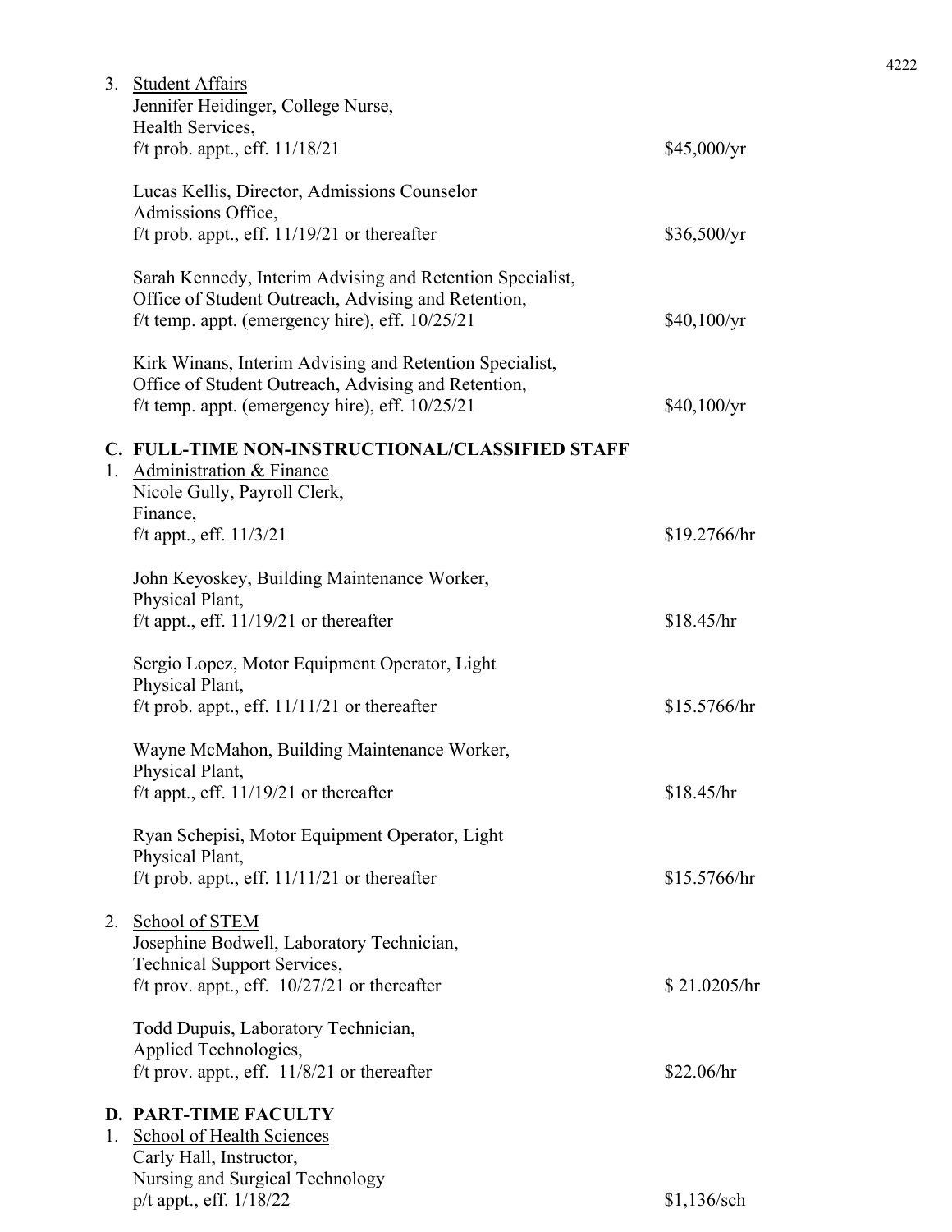3. Student Affairs

Jennifer Heidinger, College Nurse,
Health Services,
f/t prob. appt., eff. 11/18/21 — $45,000/yr

Lucas Kellis, Director, Admissions Counselor
Admissions Office,
f/t prob. appt., eff. 11/19/21 or thereafter — $36,500/yr

Sarah Kennedy, Interim Advising and Retention Specialist,
Office of Student Outreach, Advising and Retention,
f/t temp. appt. (emergency hire), eff. 10/25/21 — $40,100/yr

Kirk Winans, Interim Advising and Retention Specialist,
Office of Student Outreach, Advising and Retention,
f/t temp. appt. (emergency hire), eff. 10/25/21 — $40,100/yr

## C. FULL-TIME NON-INSTRUCTIONAL/CLASSIFIED STAFF

1. Administration & Finance

Nicole Gully, Payroll Clerk,
Finance,
f/t appt., eff. 11/3/21 — $19.2766/hr

John Keyoskey, Building Maintenance Worker,
Physical Plant,
f/t appt., eff. 11/19/21 or thereafter — $18.45/hr

Sergio Lopez, Motor Equipment Operator, Light
Physical Plant,
f/t prob. appt., eff. 11/11/21 or thereafter — $15.5766/hr

Wayne McMahon, Building Maintenance Worker,
Physical Plant,
f/t appt., eff. 11/19/21 or thereafter — $18.45/hr

Ryan Schepisi, Motor Equipment Operator, Light
Physical Plant,
f/t prob. appt., eff. 11/11/21 or thereafter — $15.5766/hr

2. School of STEM

Josephine Bodwell, Laboratory Technician,
Technical Support Services,
f/t prov. appt., eff. 10/27/21 or thereafter — $ 21.0205/hr

Todd Dupuis, Laboratory Technician,
Applied Technologies,
f/t prov. appt., eff. 11/8/21 or thereafter — $22.06/hr

## D. PART-TIME FACULTY

1. School of Health Sciences

Carly Hall, Instructor,
Nursing and Surgical Technology
p/t appt., eff. 1/18/22 — $1,136/sch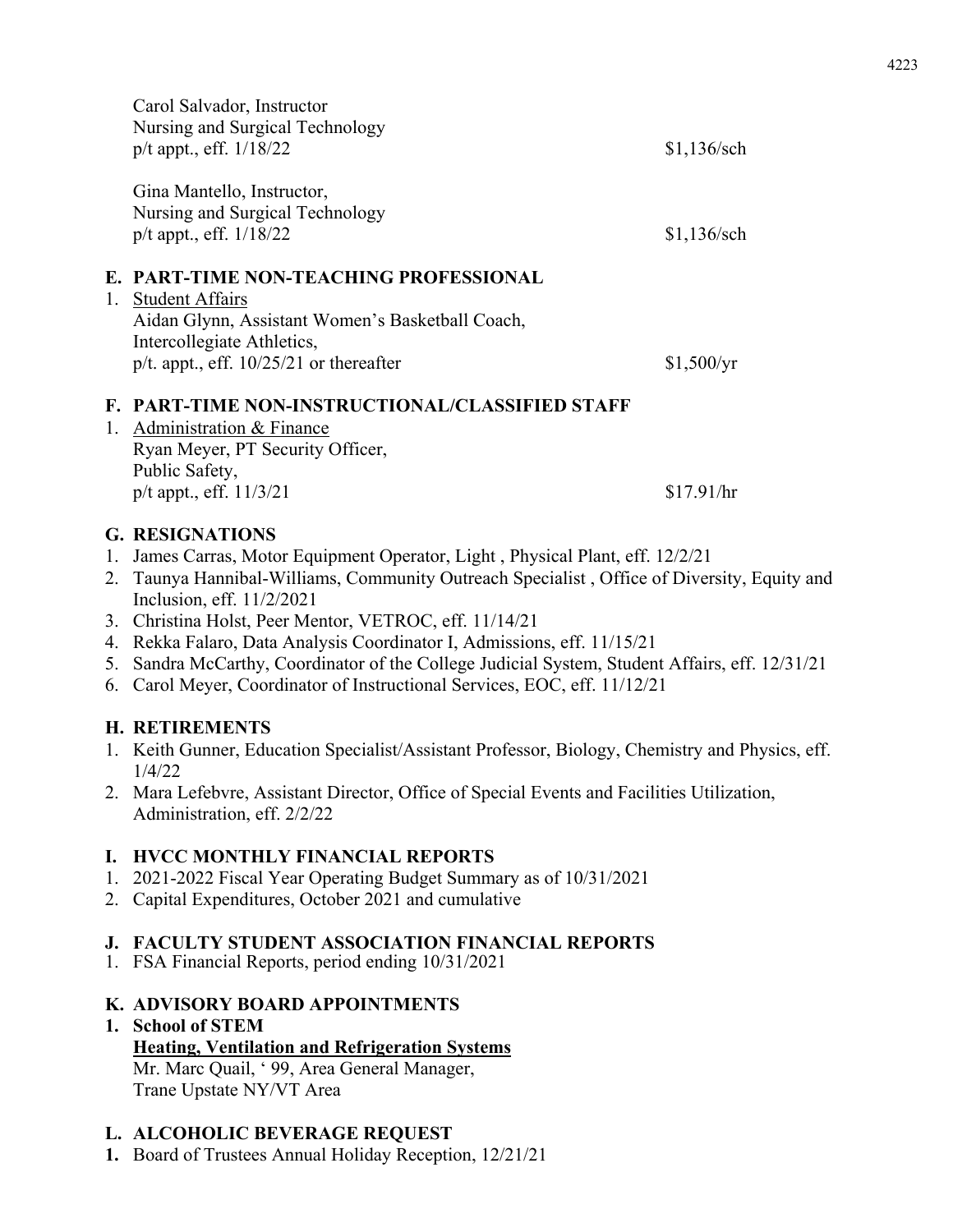Carol Salvador, Instructor
Nursing and Surgical Technology
p/t appt., eff. 1/18/22 — $1,136/sch

Gina Mantello, Instructor,
Nursing and Surgical Technology
p/t appt., eff. 1/18/22 — $1,136/sch

## E. PART-TIME NON-TEACHING PROFESSIONAL

1. Student Affairs
   Aidan Glynn, Assistant Women's Basketball Coach,
   Intercollegiate Athletics,
   p/t. appt., eff. 10/25/21 or thereafter — $1,500/yr

## F. PART-TIME NON-INSTRUCTIONAL/CLASSIFIED STAFF

1. Administration & Finance
   Ryan Meyer, PT Security Officer,
   Public Safety,
   p/t appt., eff. 11/3/21 — $17.91/hr

## G. RESIGNATIONS

1. James Carras, Motor Equipment Operator, Light , Physical Plant, eff. 12/2/21
2. Taunya Hannibal-Williams, Community Outreach Specialist , Office of Diversity, Equity and Inclusion, eff. 11/2/2021
3. Christina Holst, Peer Mentor, VETROC, eff. 11/14/21
4. Rekka Falaro, Data Analysis Coordinator I, Admissions, eff. 11/15/21
5. Sandra McCarthy, Coordinator of the College Judicial System, Student Affairs, eff. 12/31/21
6. Carol Meyer, Coordinator of Instructional Services, EOC, eff. 11/12/21

## H. RETIREMENTS

1. Keith Gunner, Education Specialist/Assistant Professor, Biology, Chemistry and Physics, eff. 1/4/22
2. Mara Lefebvre, Assistant Director, Office of Special Events and Facilities Utilization, Administration, eff. 2/2/22

## I. HVCC MONTHLY FINANCIAL REPORTS

1. 2021-2022 Fiscal Year Operating Budget Summary as of 10/31/2021
2. Capital Expenditures, October 2021 and cumulative

## J. FACULTY STUDENT ASSOCIATION FINANCIAL REPORTS

1. FSA Financial Reports, period ending 10/31/2021

## K. ADVISORY BOARD APPOINTMENTS

1. **School of STEM**
   **Heating, Ventilation and Refrigeration Systems**
   Mr. Marc Quail, ' 99, Area General Manager,
   Trane Upstate NY/VT Area

## L. ALCOHOLIC BEVERAGE REQUEST

1. Board of Trustees Annual Holiday Reception, 12/21/21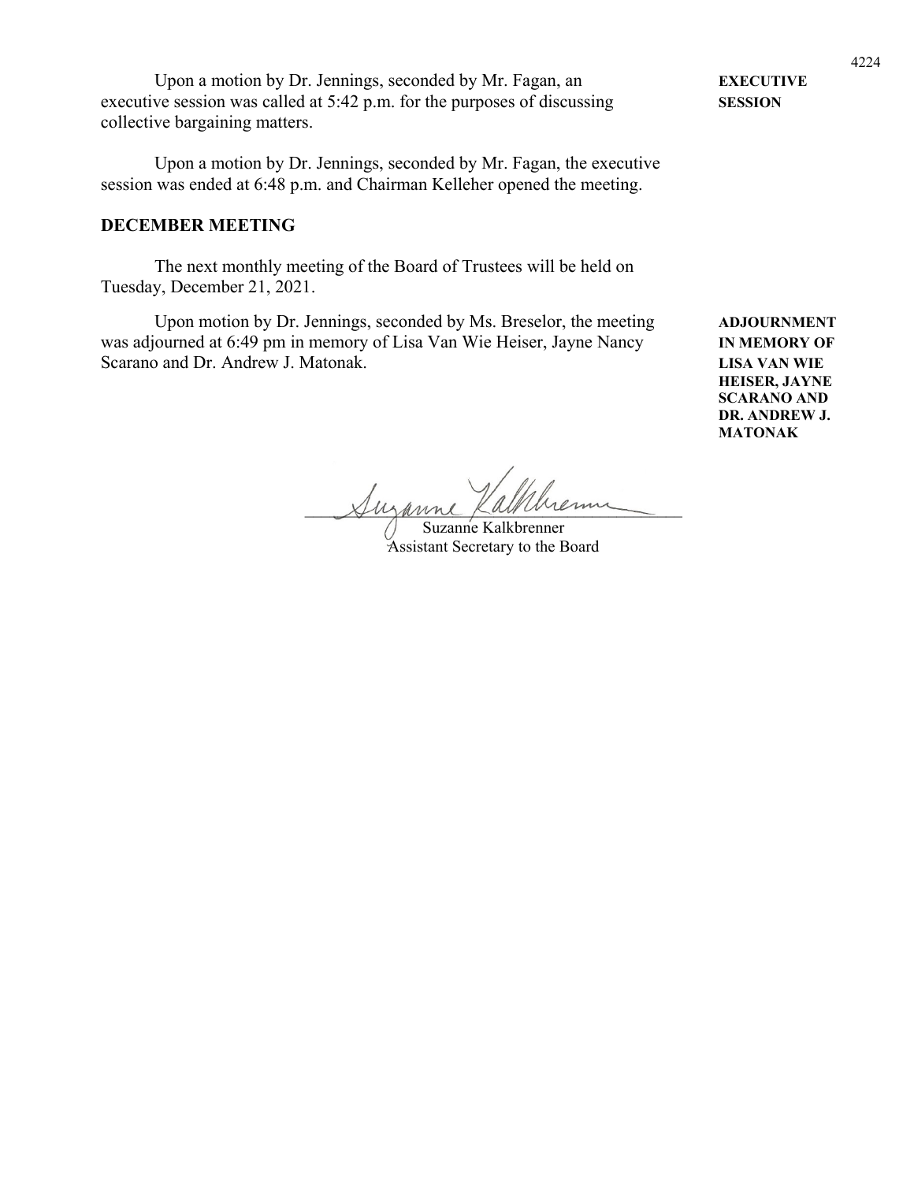Upon a motion by Dr. Jennings, seconded by Mr. Fagan, an executive session was called at 5:42 p.m. for the purposes of discussing collective bargaining matters.

**EXECUTIVE SESSION**

Upon a motion by Dr. Jennings, seconded by Mr. Fagan, the executive session was ended at 6:48 p.m. and Chairman Kelleher opened the meeting.

**DECEMBER MEETING**

The next monthly meeting of the Board of Trustees will be held on Tuesday, December 21, 2021.

Upon motion by Dr. Jennings, seconded by Ms. Breselor, the meeting was adjourned at 6:49 pm in memory of Lisa Van Wie Heiser, Jayne Nancy Scarano and Dr. Andrew J. Matonak.

**ADJOURNMENT IN MEMORY OF LISA VAN WIE HEISER, JAYNE SCARANO AND DR. ANDREW J. MATONAK**

Suzanne Kalkbrenner
Assistant Secretary to the Board